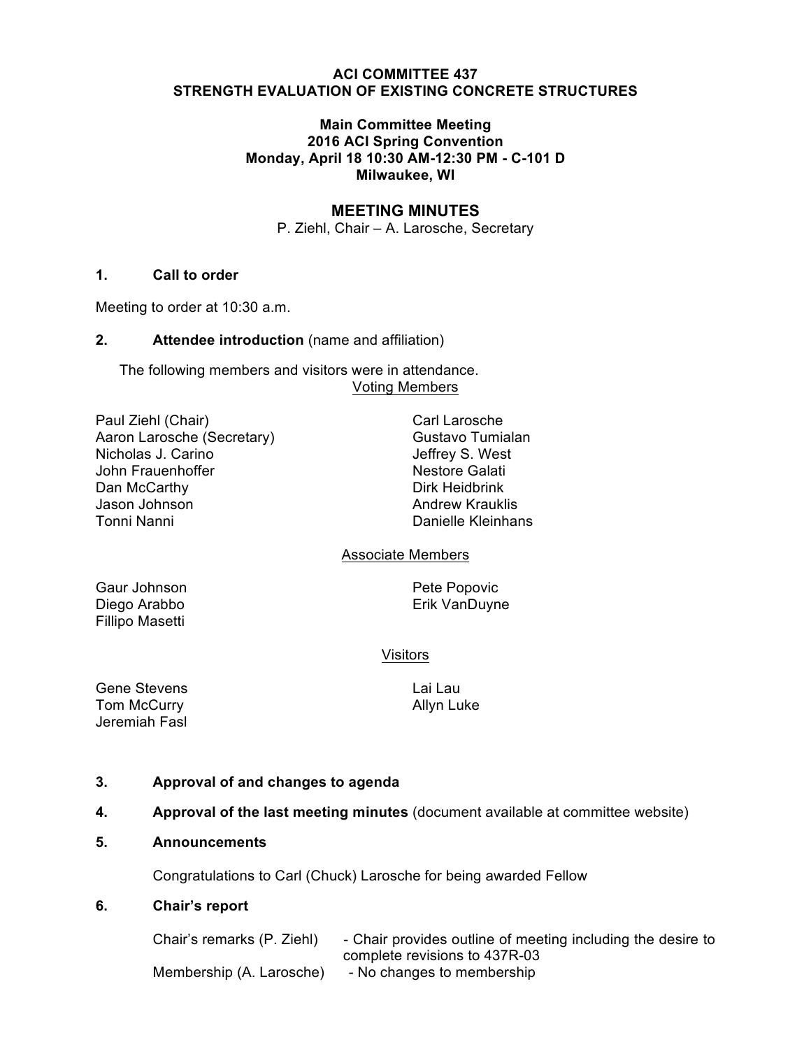**ACI COMMITTEE 437**
**STRENGTH EVALUATION OF EXISTING CONCRETE STRUCTURES**

**Main Committee Meeting**
**2016 ACI Spring Convention**
**Monday, April 18 10:30 AM-12:30 PM - C-101 D**
**Milwaukee, WI**

## MEETING MINUTES

P. Ziehl, Chair – A. Larosche, Secretary

### 1. Call to order

Meeting to order at 10:30 a.m.

### 2. Attendee introduction (name and affiliation)

The following members and visitors were in attendance.

Voting Members

- Paul Ziehl (Chair)
- Aaron Larosche (Secretary)
- Nicholas J. Carino
- John Frauenhoffer
- Dan McCarthy
- Jason Johnson
- Tonni Nanni
- Carl Larosche
- Gustavo Tumialan
- Jeffrey S. West
- Nestore Galati
- Dirk Heidbrink
- Andrew Krauklis
- Danielle Kleinhans

Associate Members

- Gaur Johnson
- Diego Arabbo
- Fillipo Masetti
- Pete Popovic
- Erik VanDuyne

Visitors

- Gene Stevens
- Tom McCurry
- Jeremiah Fasl
- Lai Lau
- Allyn Luke

### 3. Approval of and changes to agenda

### 4. Approval of the last meeting minutes (document available at committee website)

### 5. Announcements

Congratulations to Carl (Chuck) Larosche for being awarded Fellow

### 6. Chair's report

| | |
|---|---|
| Chair's remarks (P. Ziehl) | - Chair provides outline of meeting including the desire to complete revisions to 437R-03 |
| Membership (A. Larosche) | - No changes to membership |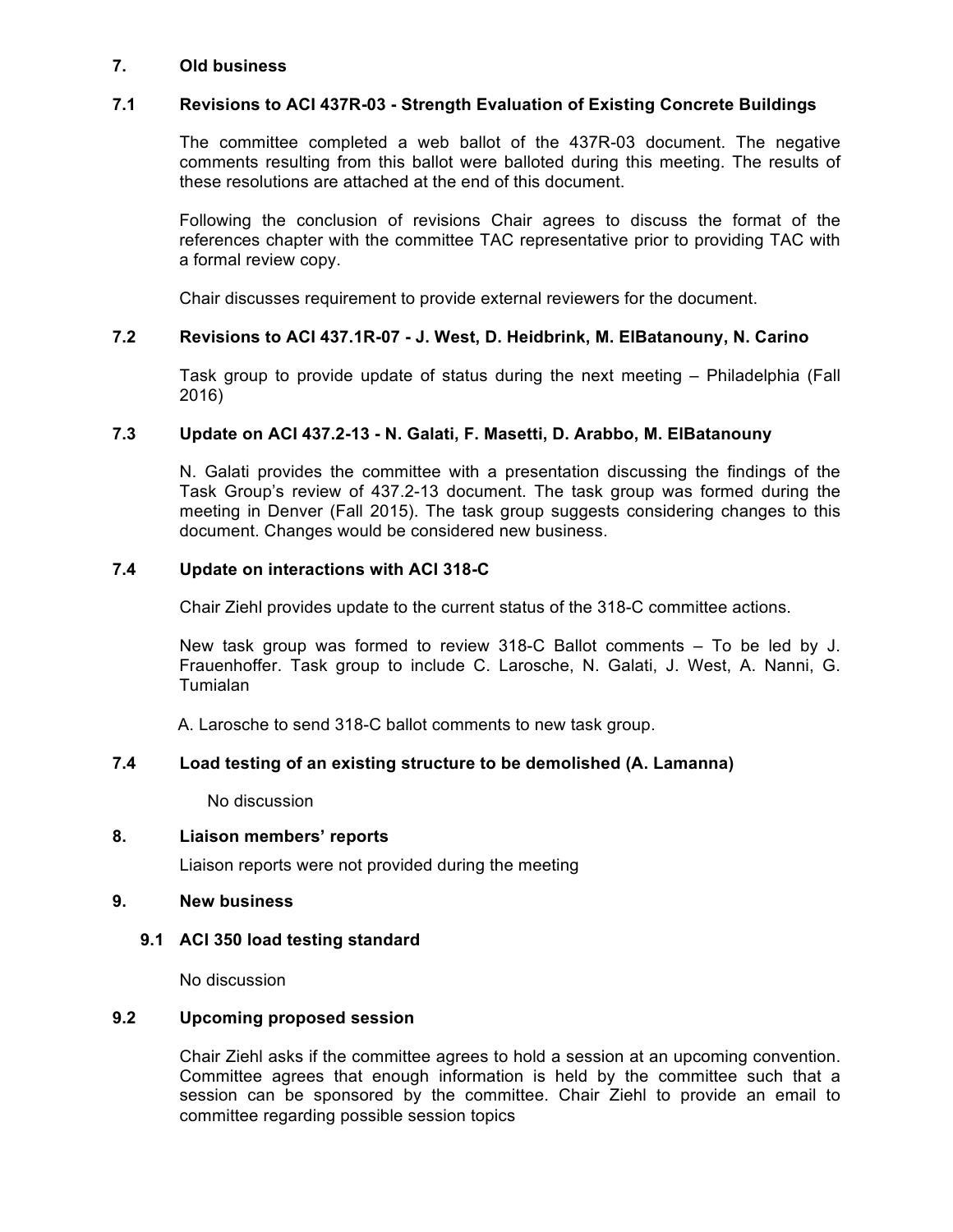## 7. Old business

### 7.1 Revisions to ACI 437R-03 - Strength Evaluation of Existing Concrete Buildings

The committee completed a web ballot of the 437R-03 document. The negative comments resulting from this ballot were balloted during this meeting. The results of these resolutions are attached at the end of this document.

Following the conclusion of revisions Chair agrees to discuss the format of the references chapter with the committee TAC representative prior to providing TAC with a formal review copy.

Chair discusses requirement to provide external reviewers for the document.

### 7.2 Revisions to ACI 437.1R-07 - J. West, D. Heidbrink, M. ElBatanouny, N. Carino

Task group to provide update of status during the next meeting – Philadelphia (Fall 2016)

### 7.3 Update on ACI 437.2-13 - N. Galati, F. Masetti, D. Arabbo, M. ElBatanouny

N. Galati provides the committee with a presentation discussing the findings of the Task Group's review of 437.2-13 document. The task group was formed during the meeting in Denver (Fall 2015). The task group suggests considering changes to this document. Changes would be considered new business.

### 7.4 Update on interactions with ACI 318-C

Chair Ziehl provides update to the current status of the 318-C committee actions.

New task group was formed to review 318-C Ballot comments – To be led by J. Frauenhoffer. Task group to include C. Larosche, N. Galati, J. West, A. Nanni, G. Tumialan

A. Larosche to send 318-C ballot comments to new task group.

### 7.4 Load testing of an existing structure to be demolished (A. Lamanna)

No discussion

## 8. Liaison members' reports

Liaison reports were not provided during the meeting

## 9. New business

### 9.1 ACI 350 load testing standard

No discussion

### 9.2 Upcoming proposed session

Chair Ziehl asks if the committee agrees to hold a session at an upcoming convention. Committee agrees that enough information is held by the committee such that a session can be sponsored by the committee. Chair Ziehl to provide an email to committee regarding possible session topics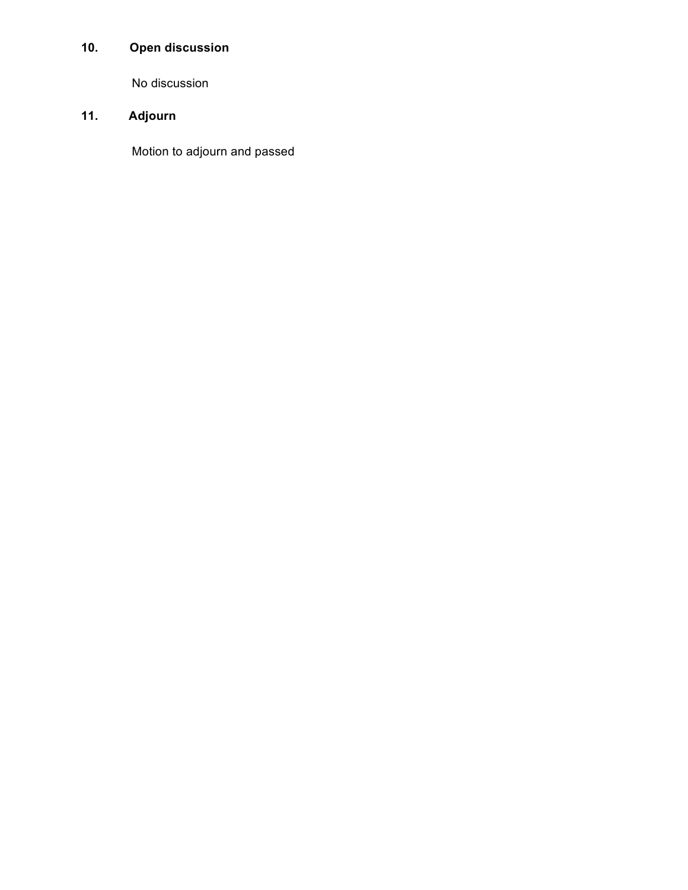**10. Open discussion**

No discussion

**11. Adjourn**

Motion to adjourn and passed